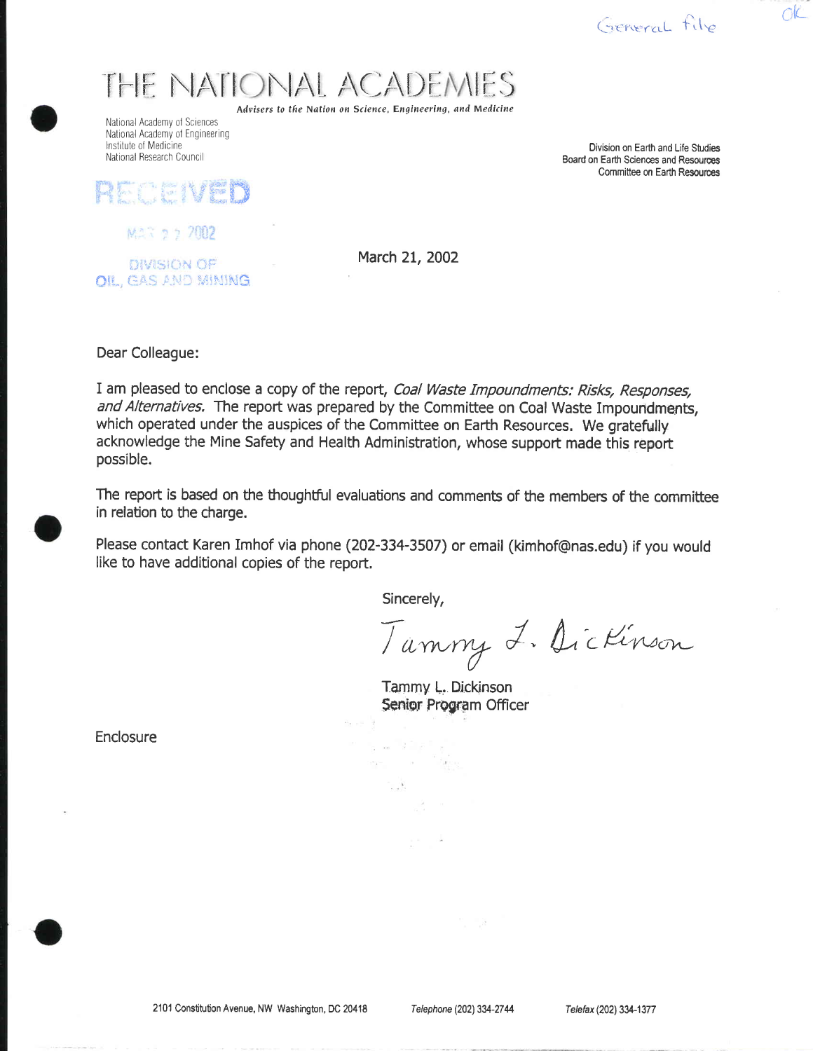General file

OK

# THE NATIONAL ACADEMIES

*Advisers to the Nation on Science, Engineering, and Medicine*

National Academy of Sciences
National Academy of Engineering
Institute of Medicine
National Research Council

Division on Earth and Life Studies
Board on Earth Sciences and Resources
Committee on Earth Resources

RECEIVED

MAR 22 2002

DIVISION OF
OIL, GAS AND MINING

March 21, 2002

Dear Colleague:

I am pleased to enclose a copy of the report, *Coal Waste Impoundments: Risks, Responses, and Alternatives.* The report was prepared by the Committee on Coal Waste Impoundments, which operated under the auspices of the Committee on Earth Resources. We gratefully acknowledge the Mine Safety and Health Administration, whose support made this report possible.

The report is based on the thoughtful evaluations and comments of the members of the committee in relation to the charge.

Please contact Karen Imhof via phone (202-334-3507) or email (kimhof@nas.edu) if you would like to have additional copies of the report.

Sincerely,

Tammy L. Dickinson

Tammy L. Dickinson
Senior Program Officer

Enclosure

2101 Constitution Avenue, NW Washington, DC 20418 *Telephone* (202) 334-2744 *Telefax* (202) 334-1377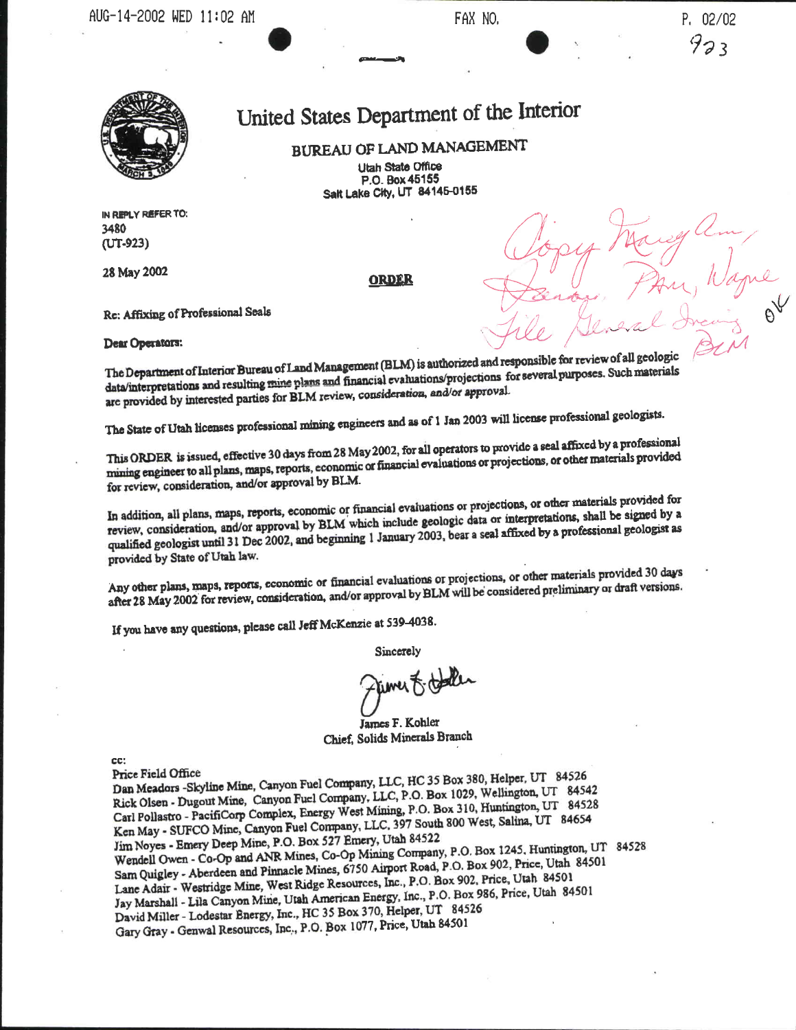AUG-14-2002 WED 11:02 AM FAX NO. P. 02/02

923

# United States Department of the Interior

## BUREAU OF LAND MANAGEMENT

Utah State Office
P.O. Box 45155
Salt Lake City, UT 84145-0155

IN REPLY REFER TO:
3480
(UT-923)

28 May 2002

Copy Mary Ann, Dana, Pam, Wayne
File General Incoming BLM
OK

**ORDER**

Re: Affixing of Professional Seals

Dear Operators:

The Department of Interior Bureau of Land Management (BLM) is authorized and responsible for review of all geologic data/interpretations and resulting mine plans and financial evaluations/projections for several purposes. Such materials are provided by interested parties for BLM review, *consideration, and/or approval*.

The State of Utah licenses professional mining engineers and as of 1 Jan 2003 will license professional geologists.

This ORDER is issued, effective 30 days from 28 May 2002, for all operators to provide a seal affixed by a professional mining engineer to all plans, maps, reports, economic or financial evaluations or projections, or other materials provided for review, consideration, and/or approval by BLM.

In addition, all plans, maps, reports, economic or financial evaluations or projections, or other materials provided for review, consideration, and/or approval by BLM which include geologic data or interpretations, shall be signed by a qualified geologist until 31 Dec 2002, and beginning 1 January 2003, bear a seal affixed by a professional geologist as provided by State of Utah law.

Any other plans, maps, reports, economic or financial evaluations or projections, or other materials provided 30 days after 28 May 2002 for review, consideration, and/or approval by BLM will be considered preliminary or draft versions.

If you have any questions, please call Jeff McKenzie at 539-4038.

Sincerely

James F. Kohler

James F. Kohler
Chief, Solids Minerals Branch

cc:
Price Field Office
Dan Meadors - Skyline Mine, Canyon Fuel Company, LLC, HC 35 Box 380, Helper, UT 84526
Rick Olsen - Dugout Mine, Canyon Fuel Company, LLC, P.O. Box 1029, Wellington, UT 84542
Carl Pollastro - PacifiCorp Complex, Energy West Mining, P.O. Box 310, Huntington, UT 84528
Ken May - SUFCO Mine, Canyon Fuel Company, LLC, 397 South 800 West, Salina, UT 84654
Jim Noyes - Emery Deep Mine, P.O. Box 527 Emery, Utah 84522
Wendell Owen - Co-Op and ANR Mines, Co-Op Mining Company, P.O. Box 1245, Huntington, UT 84528
Sam Quigley - Aberdeen and Pinnacle Mines, 6750 Airport Road, P.O. Box 902, Price, Utah 84501
Lane Adair - Westridge Mine, West Ridge Resources, Inc., P.O. Box 902, Price, Utah 84501
Jay Marshall - Lila Canyon Mine, Utah American Energy, Inc., P.O. Box 986, Price, Utah 84501
David Miller - Lodestar Energy, Inc., HC 35 Box 370, Helper, UT 84526
Gary Gray - Genwal Resources, Inc., P.O. Box 1077, Price, Utah 84501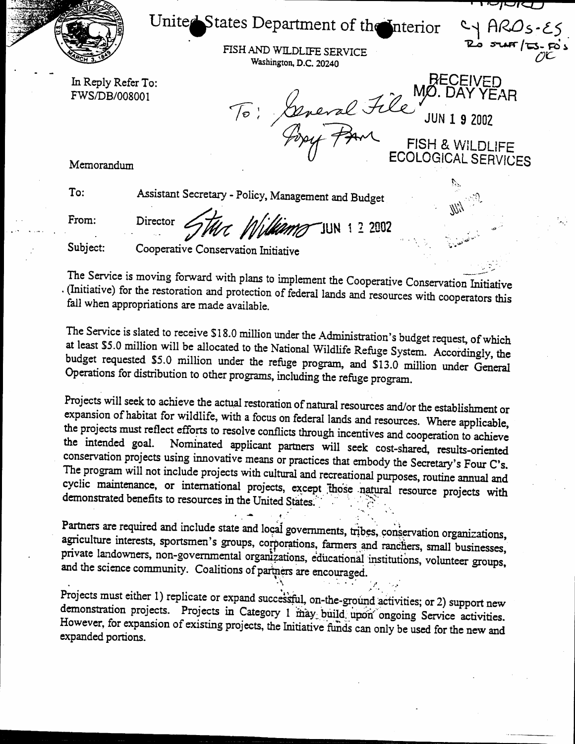United States Department of the Interior

FISH AND WILDLIFE SERVICE
Washington, D.C. 20240

C-1 ARDs-ES
RD staff/ES-FO's
OC

In Reply Refer To:
FWS/DB/008001

To: General File
Copy Pam

RECEIVED
MO. DAY YEAR
JUN 1 9 2002
FISH & WILDLIFE
ECOLOGICAL SERVICES

Memorandum

To: Assistant Secretary - Policy, Management and Budget

From: Director Steve Williams JUN 1 2 2002

Subject: Cooperative Conservation Initiative

The Service is moving forward with plans to implement the Cooperative Conservation Initiative (Initiative) for the restoration and protection of federal lands and resources with cooperators this fall when appropriations are made available.

The Service is slated to receive $18.0 million under the Administration's budget request, of which at least $5.0 million will be allocated to the National Wildlife Refuge System. Accordingly, the budget requested $5.0 million under the refuge program, and $13.0 million under General Operations for distribution to other programs, including the refuge program.

Projects will seek to achieve the actual restoration of natural resources and/or the establishment or expansion of habitat for wildlife, with a focus on federal lands and resources. Where applicable, the projects must reflect efforts to resolve conflicts through incentives and cooperation to achieve the intended goal. Nominated applicant partners will seek cost-shared, results-oriented conservation projects using innovative means or practices that embody the Secretary's Four C's. The program will not include projects with cultural and recreational purposes, routine annual and cyclic maintenance, or international projects, except those natural resource projects with demonstrated benefits to resources in the United States.

Partners are required and include state and local governments, tribes, conservation organizations, agriculture interests, sportsmen's groups, corporations, farmers and ranchers, small businesses, private landowners, non-governmental organizations, educational institutions, volunteer groups, and the science community. Coalitions of partners are encouraged.

Projects must either 1) replicate or expand successful, on-the-ground activities; or 2) support new demonstration projects. Projects in Category 1 may build upon ongoing Service activities. However, for expansion of existing projects, the Initiative funds can only be used for the new and expanded portions.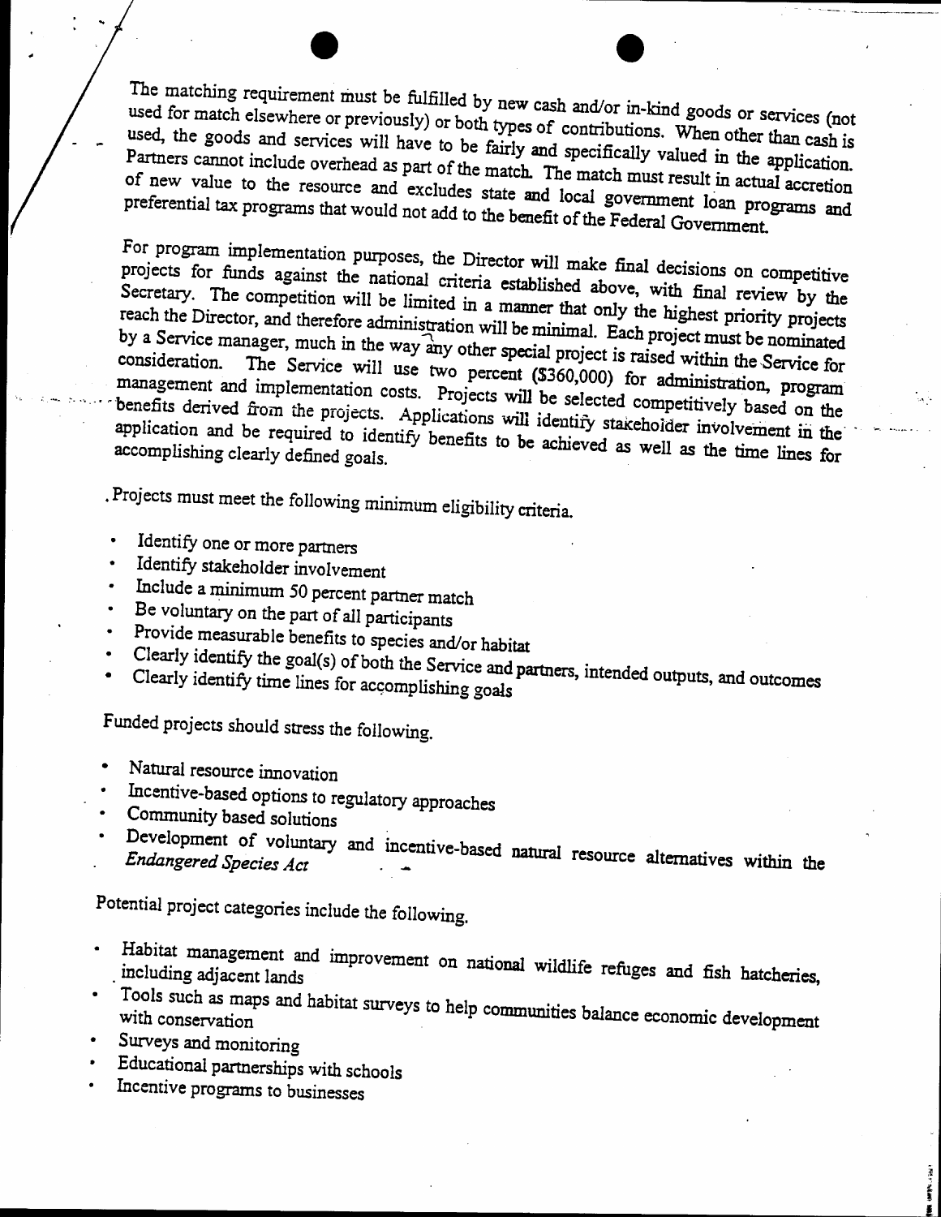The matching requirement must be fulfilled by new cash and/or in-kind goods or services (not used for match elsewhere or previously) or both types of contributions. When other than cash is used, the goods and services will have to be fairly and specifically valued in the application. Partners cannot include overhead as part of the match. The match must result in actual accretion of new value to the resource and excludes state and local government loan programs and preferential tax programs that would not add to the benefit of the Federal Government.

For program implementation purposes, the Director will make final decisions on competitive projects for funds against the national criteria established above, with final review by the Secretary. The competition will be limited in a manner that only the highest priority projects reach the Director, and therefore administration will be minimal. Each project must be nominated by a Service manager, much in the way any other special project is raised within the Service for consideration. The Service will use two percent ($360,000) for administration, program management and implementation costs. Projects will be selected competitively based on the benefits derived from the projects. Applications will identify stakeholder involvement in the application and be required to identify benefits to be achieved as well as the time lines for accomplishing clearly defined goals.

Projects must meet the following minimum eligibility criteria.

- Identify one or more partners
- Identify stakeholder involvement
- Include a minimum 50 percent partner match
- Be voluntary on the part of all participants
- Provide measurable benefits to species and/or habitat
- Clearly identify the goal(s) of both the Service and partners, intended outputs, and outcomes
- Clearly identify time lines for accomplishing goals

Funded projects should stress the following.

- Natural resource innovation
- Incentive-based options to regulatory approaches
- Community based solutions
- Development of voluntary and incentive-based natural resource alternatives within the *Endangered Species Act*

Potential project categories include the following.

- Habitat management and improvement on national wildlife refuges and fish hatcheries, including adjacent lands
- Tools such as maps and habitat surveys to help communities balance economic development with conservation
- Surveys and monitoring
- Educational partnerships with schools
- Incentive programs to businesses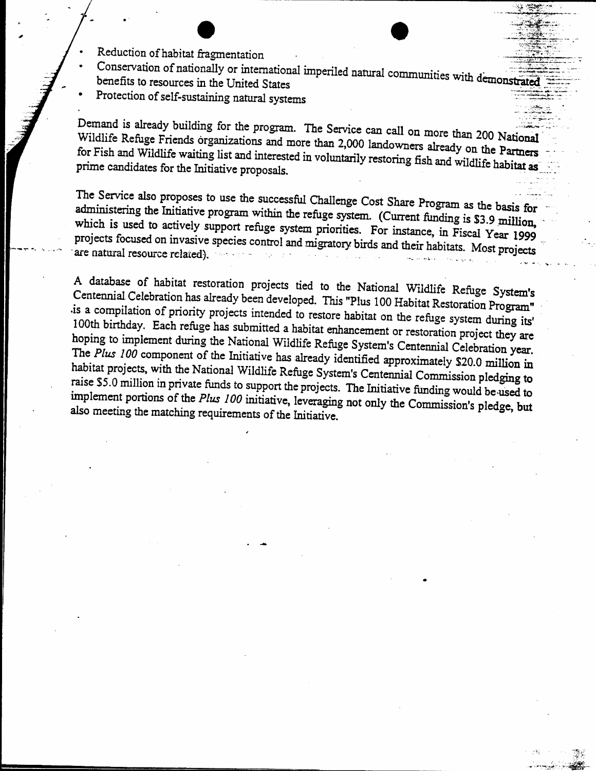- Reduction of habitat fragmentation
- Conservation of nationally or international imperiled natural communities with demonstrated benefits to resources in the United States
- Protection of self-sustaining natural systems

Demand is already building for the program. The Service can call on more than 200 National Wildlife Refuge Friends organizations and more than 2,000 landowners already on the Partners for Fish and Wildlife waiting list and interested in voluntarily restoring fish and wildlife habitat as prime candidates for the Initiative proposals.

The Service also proposes to use the successful Challenge Cost Share Program as the basis for administering the Initiative program within the refuge system. (Current funding is $3.9 million, which is used to actively support refuge system priorities. For instance, in Fiscal Year 1999 projects focused on invasive species control and migratory birds and their habitats. Most projects are natural resource related).

A database of habitat restoration projects tied to the National Wildlife Refuge System's Centennial Celebration has already been developed. This "Plus 100 Habitat Restoration Program" is a compilation of priority projects intended to restore habitat on the refuge system during its' 100th birthday. Each refuge has submitted a habitat enhancement or restoration project they are hoping to implement during the National Wildlife Refuge System's Centennial Celebration year. The *Plus 100* component of the Initiative has already identified approximately $20.0 million in habitat projects, with the National Wildlife Refuge System's Centennial Commission pledging to raise $5.0 million in private funds to support the projects. The Initiative funding would be used to implement portions of the *Plus 100* initiative, leveraging not only the Commission's pledge, but also meeting the matching requirements of the Initiative.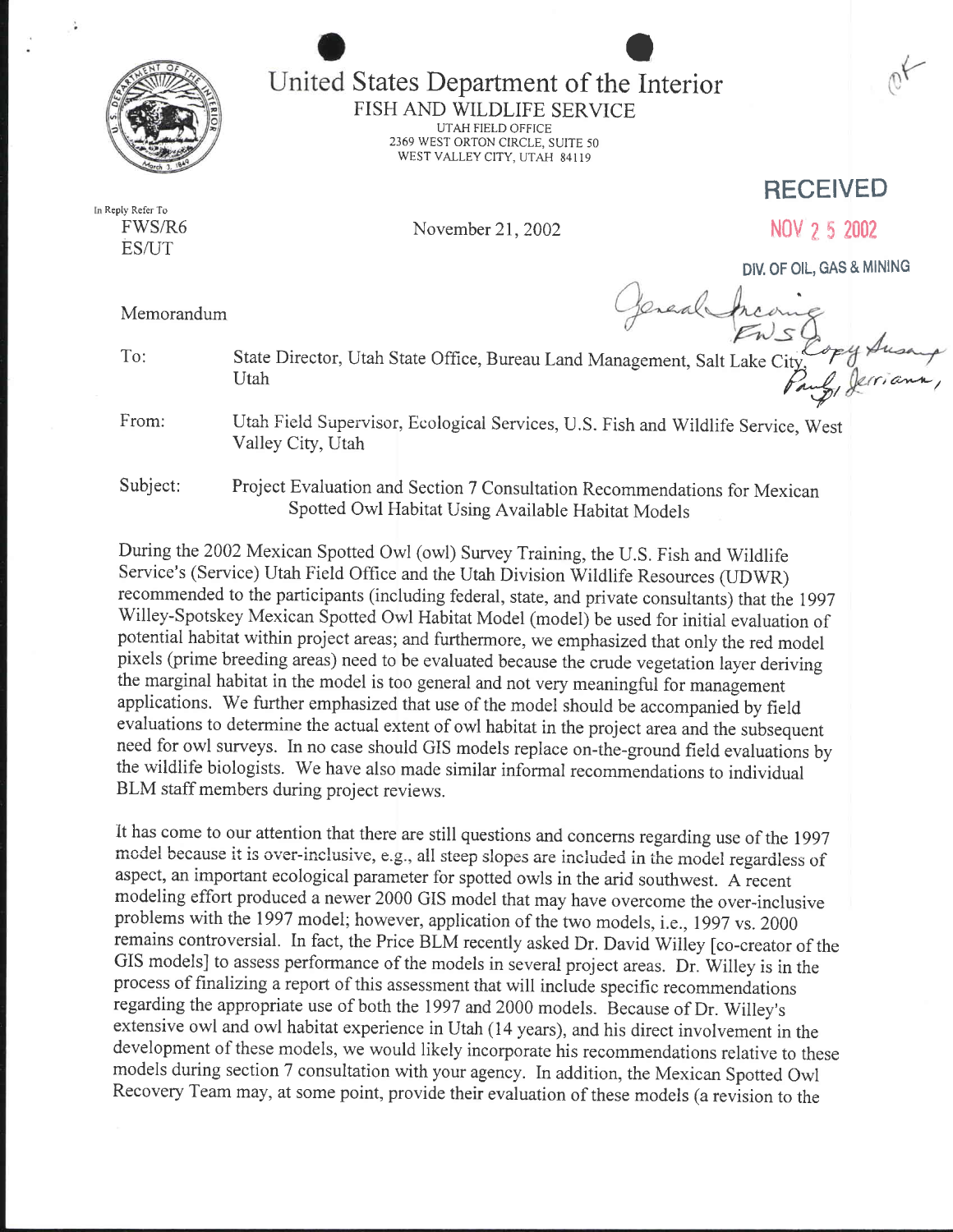United States Department of the Interior

FISH AND WILDLIFE SERVICE

UTAH FIELD OFFICE
2369 WEST ORTON CIRCLE, SUITE 50
WEST VALLEY CITY, UTAH 84119

RECEIVED

NOV 25 2002

DIV. OF OIL, GAS & MINING

In Reply Refer To
FWS/R6
ES/UT

November 21, 2002

Memorandum

General Incoming FWS Copy Susan, Paul, Jerriann,

To: State Director, Utah State Office, Bureau Land Management, Salt Lake City, Utah

From: Utah Field Supervisor, Ecological Services, U.S. Fish and Wildlife Service, West Valley City, Utah

Subject: Project Evaluation and Section 7 Consultation Recommendations for Mexican Spotted Owl Habitat Using Available Habitat Models

During the 2002 Mexican Spotted Owl (owl) Survey Training, the U.S. Fish and Wildlife Service's (Service) Utah Field Office and the Utah Division Wildlife Resources (UDWR) recommended to the participants (including federal, state, and private consultants) that the 1997 Willey-Spotskey Mexican Spotted Owl Habitat Model (model) be used for initial evaluation of potential habitat within project areas; and furthermore, we emphasized that only the red model pixels (prime breeding areas) need to be evaluated because the crude vegetation layer deriving the marginal habitat in the model is too general and not very meaningful for management applications. We further emphasized that use of the model should be accompanied by field evaluations to determine the actual extent of owl habitat in the project area and the subsequent need for owl surveys. In no case should GIS models replace on-the-ground field evaluations by the wildlife biologists. We have also made similar informal recommendations to individual BLM staff members during project reviews.

It has come to our attention that there are still questions and concerns regarding use of the 1997 model because it is over-inclusive, e.g., all steep slopes are included in the model regardless of aspect, an important ecological parameter for spotted owls in the arid southwest. A recent modeling effort produced a newer 2000 GIS model that may have overcome the over-inclusive problems with the 1997 model; however, application of the two models, i.e., 1997 vs. 2000 remains controversial. In fact, the Price BLM recently asked Dr. David Willey [co-creator of the GIS models] to assess performance of the models in several project areas. Dr. Willey is in the process of finalizing a report of this assessment that will include specific recommendations regarding the appropriate use of both the 1997 and 2000 models. Because of Dr. Willey's extensive owl and owl habitat experience in Utah (14 years), and his direct involvement in the development of these models, we would likely incorporate his recommendations relative to these models during section 7 consultation with your agency. In addition, the Mexican Spotted Owl Recovery Team may, at some point, provide their evaluation of these models (a revision to the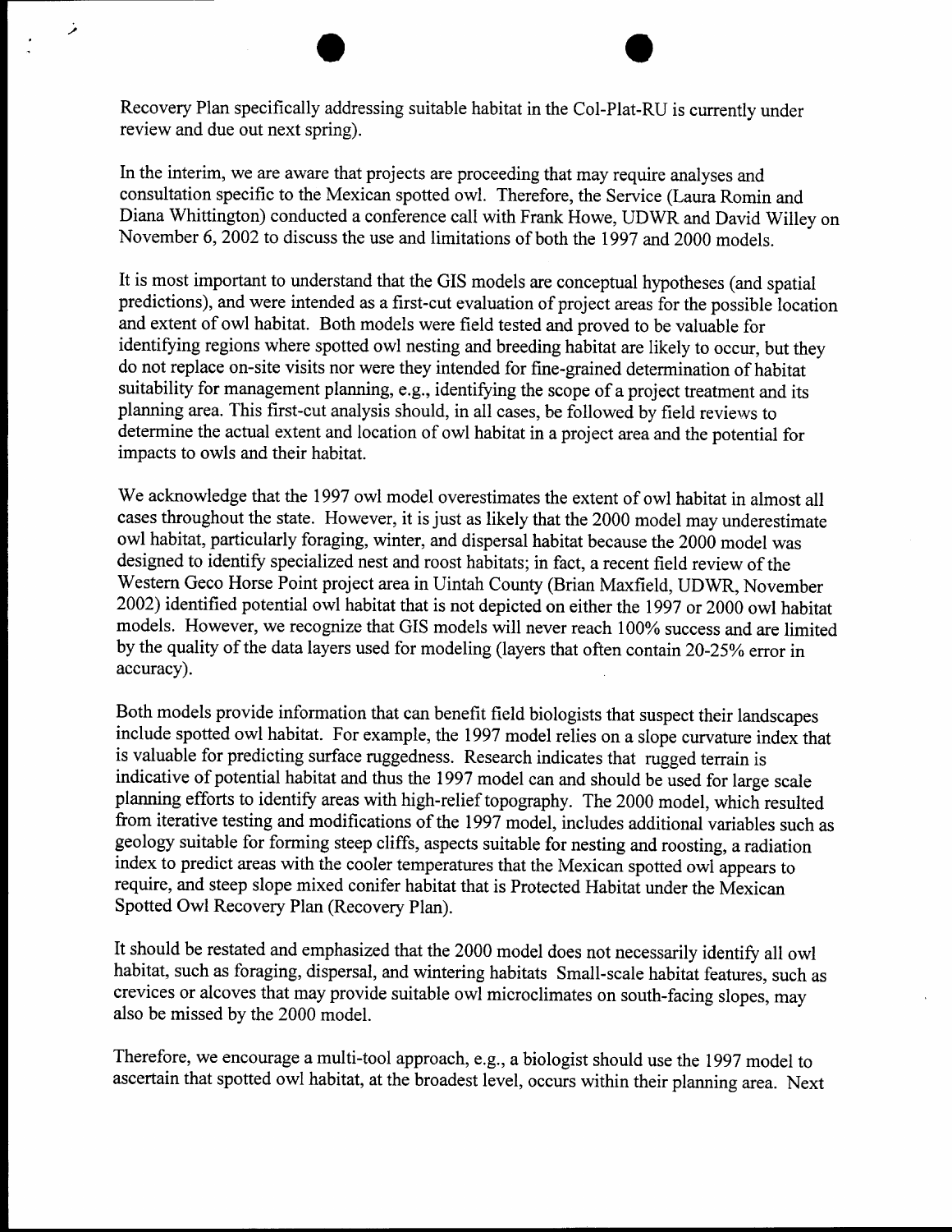Recovery Plan specifically addressing suitable habitat in the Col-Plat-RU is currently under review and due out next spring).

In the interim, we are aware that projects are proceeding that may require analyses and consultation specific to the Mexican spotted owl. Therefore, the Service (Laura Romin and Diana Whittington) conducted a conference call with Frank Howe, UDWR and David Willey on November 6, 2002 to discuss the use and limitations of both the 1997 and 2000 models.

It is most important to understand that the GIS models are conceptual hypotheses (and spatial predictions), and were intended as a first-cut evaluation of project areas for the possible location and extent of owl habitat. Both models were field tested and proved to be valuable for identifying regions where spotted owl nesting and breeding habitat are likely to occur, but they do not replace on-site visits nor were they intended for fine-grained determination of habitat suitability for management planning, e.g., identifying the scope of a project treatment and its planning area. This first-cut analysis should, in all cases, be followed by field reviews to determine the actual extent and location of owl habitat in a project area and the potential for impacts to owls and their habitat.

We acknowledge that the 1997 owl model overestimates the extent of owl habitat in almost all cases throughout the state. However, it is just as likely that the 2000 model may underestimate owl habitat, particularly foraging, winter, and dispersal habitat because the 2000 model was designed to identify specialized nest and roost habitats; in fact, a recent field review of the Western Geco Horse Point project area in Uintah County (Brian Maxfield, UDWR, November 2002) identified potential owl habitat that is not depicted on either the 1997 or 2000 owl habitat models. However, we recognize that GIS models will never reach 100% success and are limited by the quality of the data layers used for modeling (layers that often contain 20-25% error in accuracy).

Both models provide information that can benefit field biologists that suspect their landscapes include spotted owl habitat. For example, the 1997 model relies on a slope curvature index that is valuable for predicting surface ruggedness. Research indicates that rugged terrain is indicative of potential habitat and thus the 1997 model can and should be used for large scale planning efforts to identify areas with high-relief topography. The 2000 model, which resulted from iterative testing and modifications of the 1997 model, includes additional variables such as geology suitable for forming steep cliffs, aspects suitable for nesting and roosting, a radiation index to predict areas with the cooler temperatures that the Mexican spotted owl appears to require, and steep slope mixed conifer habitat that is Protected Habitat under the Mexican Spotted Owl Recovery Plan (Recovery Plan).

It should be restated and emphasized that the 2000 model does not necessarily identify all owl habitat, such as foraging, dispersal, and wintering habitats Small-scale habitat features, such as crevices or alcoves that may provide suitable owl microclimates on south-facing slopes, may also be missed by the 2000 model.

Therefore, we encourage a multi-tool approach, e.g., a biologist should use the 1997 model to ascertain that spotted owl habitat, at the broadest level, occurs within their planning area. Next